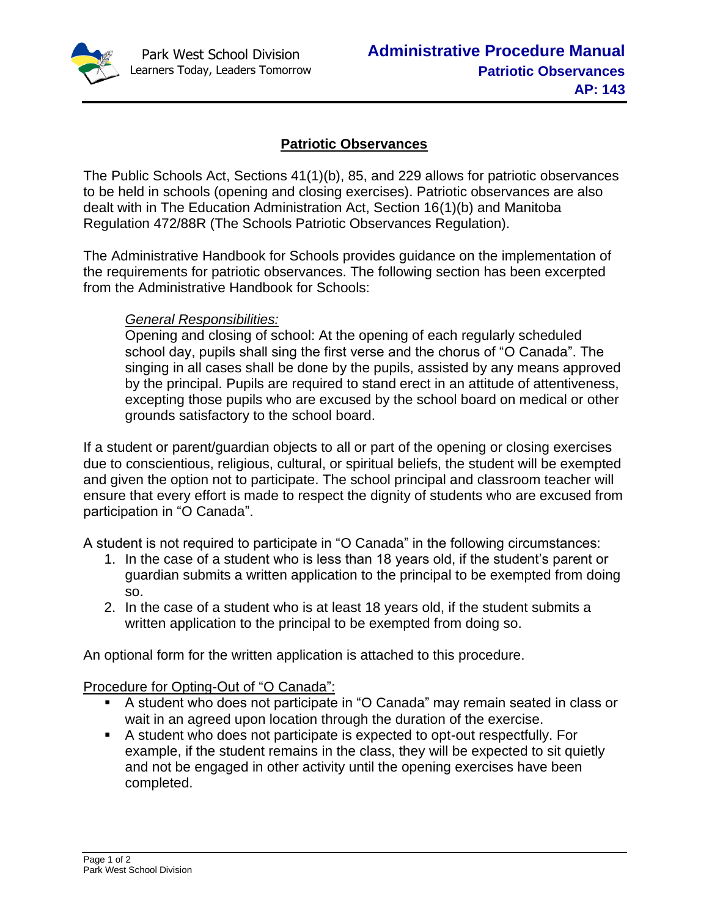Park West School Division
Learners Today, Leaders Tomorrow

**Administrative Procedure Manual**
**Patriotic Observances**
**AP: 143**

# Patriotic Observances

The Public Schools Act, Sections 41(1)(b), 85, and 229 allows for patriotic observances to be held in schools (opening and closing exercises). Patriotic observances are also dealt with in The Education Administration Act, Section 16(1)(b) and Manitoba Regulation 472/88R (The Schools Patriotic Observances Regulation).

The Administrative Handbook for Schools provides guidance on the implementation of the requirements for patriotic observances. The following section has been excerpted from the Administrative Handbook for Schools:

> *General Responsibilities:*
> Opening and closing of school: At the opening of each regularly scheduled school day, pupils shall sing the first verse and the chorus of "O Canada". The singing in all cases shall be done by the pupils, assisted by any means approved by the principal. Pupils are required to stand erect in an attitude of attentiveness, excepting those pupils who are excused by the school board on medical or other grounds satisfactory to the school board.

If a student or parent/guardian objects to all or part of the opening or closing exercises due to conscientious, religious, cultural, or spiritual beliefs, the student will be exempted and given the option not to participate. The school principal and classroom teacher will ensure that every effort is made to respect the dignity of students who are excused from participation in "O Canada".

A student is not required to participate in "O Canada" in the following circumstances:

1. In the case of a student who is less than 18 years old, if the student's parent or guardian submits a written application to the principal to be exempted from doing so.
2. In the case of a student who is at least 18 years old, if the student submits a written application to the principal to be exempted from doing so.

An optional form for the written application is attached to this procedure.

Procedure for Opting-Out of "O Canada":

- A student who does not participate in "O Canada" may remain seated in class or wait in an agreed upon location through the duration of the exercise.
- A student who does not participate is expected to opt-out respectfully. For example, if the student remains in the class, they will be expected to sit quietly and not be engaged in other activity until the opening exercises have been completed.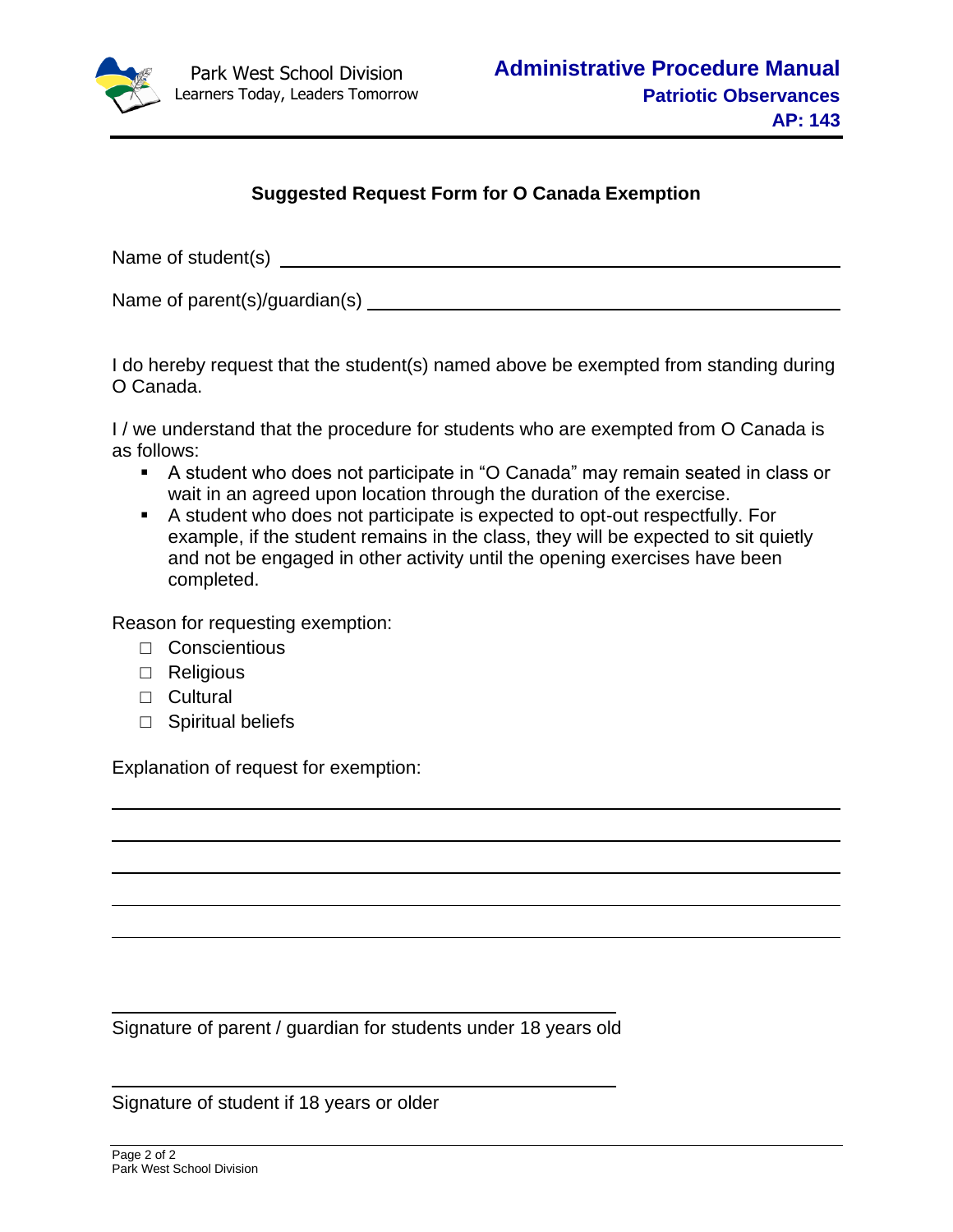## Suggested Request Form for O Canada Exemption

Name of student(s) ______________________________________________

Name of parent(s)/guardian(s) ______________________________________

I do hereby request that the student(s) named above be exempted from standing during O Canada.

I / we understand that the procedure for students who are exempted from O Canada is as follows:

- A student who does not participate in "O Canada" may remain seated in class or wait in an agreed upon location through the duration of the exercise.
- A student who does not participate is expected to opt-out respectfully. For example, if the student remains in the class, they will be expected to sit quietly and not be engaged in other activity until the opening exercises have been completed.

Reason for requesting exemption:

- ☐ Conscientious
- ☐ Religious
- ☐ Cultural
- ☐ Spiritual beliefs

Explanation of request for exemption:

______________________________________________

______________________________________________

______________________________________________

______________________________________________

______________________________________________

______________________________________________
Signature of parent / guardian for students under 18 years old

______________________________________________
Signature of student if 18 years or older